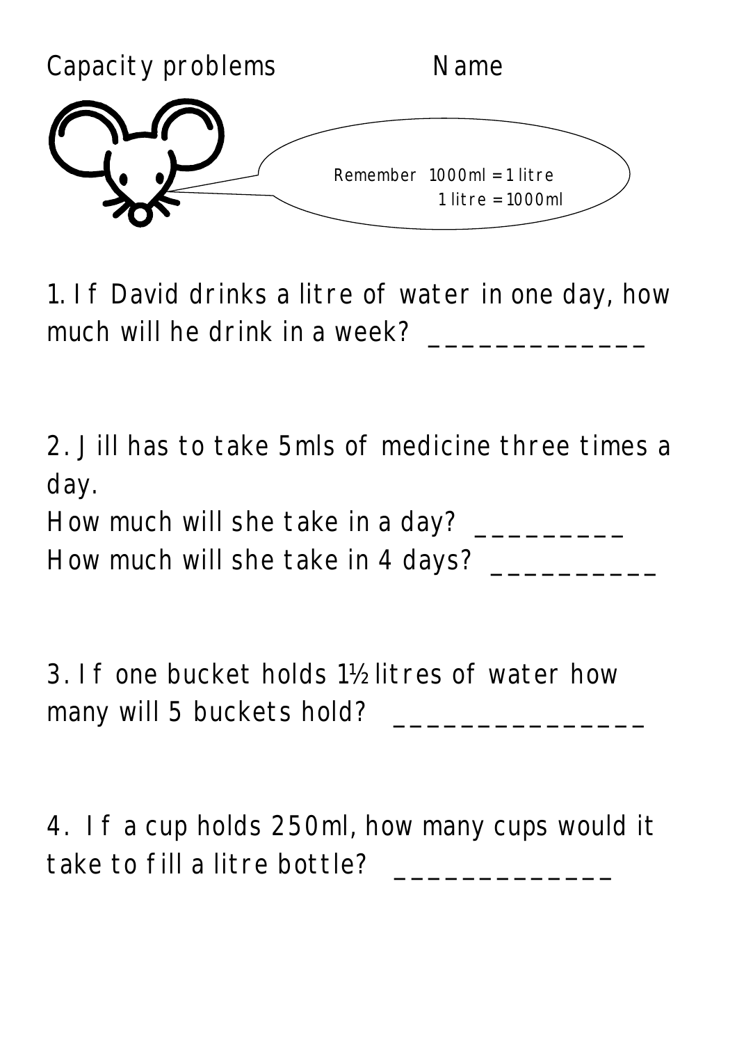Capacity problems Name

Remember 1000ml = 1 litre
1 litre = 1000ml

1. If David drinks a litre of water in one day, how much will he drink in a week? ______________

2. Jill has to take 5mls of medicine three times a day.
How much will she take in a day? __________
How much will she take in 4 days? ___________

3. If one bucket holds 1½ litres of water how many will 5 buckets hold? ________________

4. If a cup holds 250ml, how many cups would it take to fill a litre bottle? ______________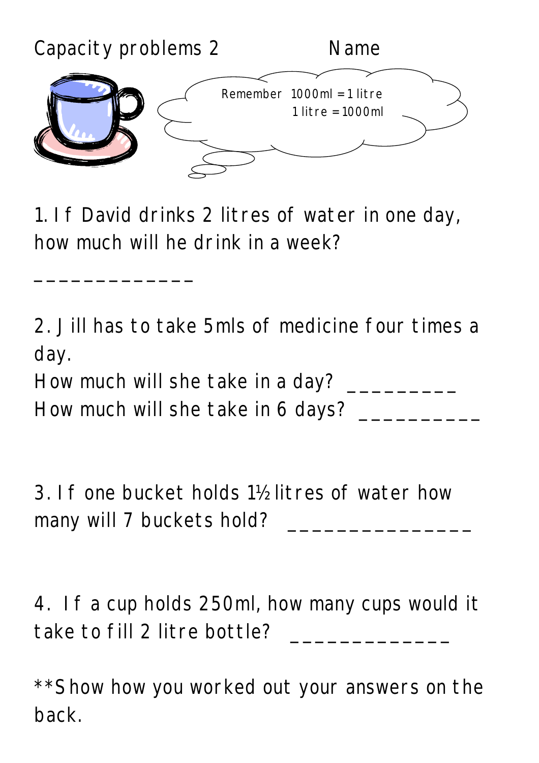Capacity problems 2 Name

Remember 1000ml = 1 litre
1 litre = 1000ml

1. If David drinks 2 litres of water in one day, how much will he drink in a week?

_____________

2. Jill has to take 5mls of medicine four times a day.

How much will she take in a day? _________

How much will she take in 6 days? __________

3. If one bucket holds 1½ litres of water how many will 7 buckets hold? _______________

4. If a cup holds 250ml, how many cups would it take to fill 2 litre bottle? _____________

**Show how you worked out your answers on the back.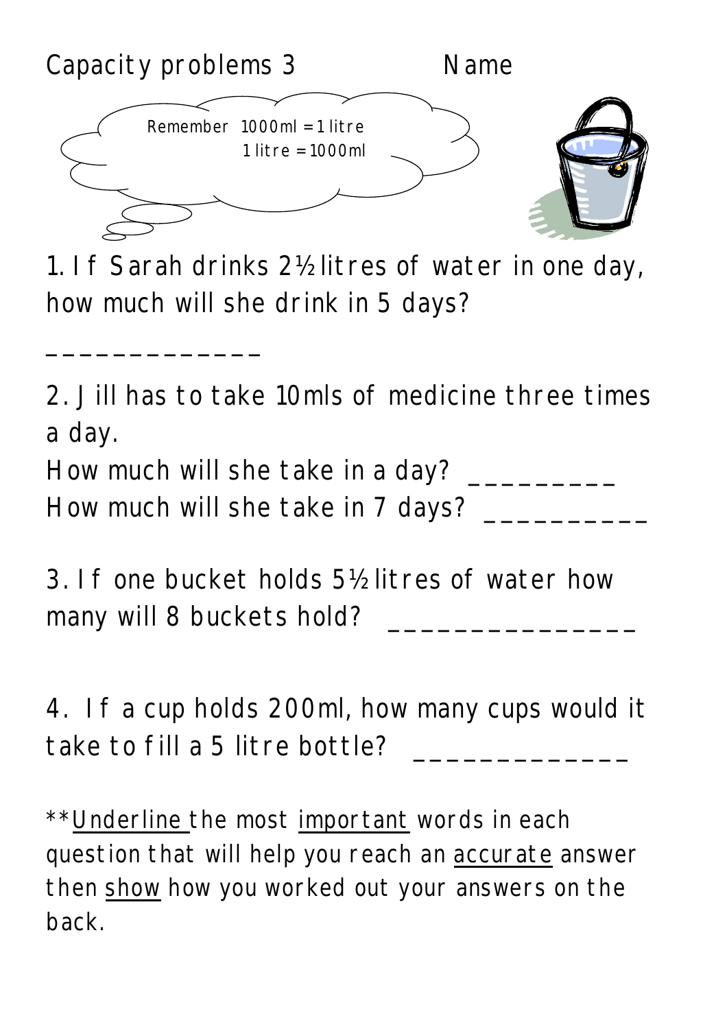Capacity problems 3 Name

Remember 1000ml = 1 litre
1 litre = 1000ml

1. If Sarah drinks 2½ litres of water in one day, how much will she drink in 5 days?

_____________

2. Jill has to take 10mls of medicine three times a day.

How much will she take in a day? _________

How much will she take in 7 days? __________

3. If one bucket holds 5½ litres of water how many will 8 buckets hold? _______________

4. If a cup holds 200ml, how many cups would it take to fill a 5 litre bottle? _____________

**<u>Underline</u> the most <u>important</u> words in each question that will help you reach an <u>accurate</u> answer then <u>show</u> how you worked out your answers on the back.